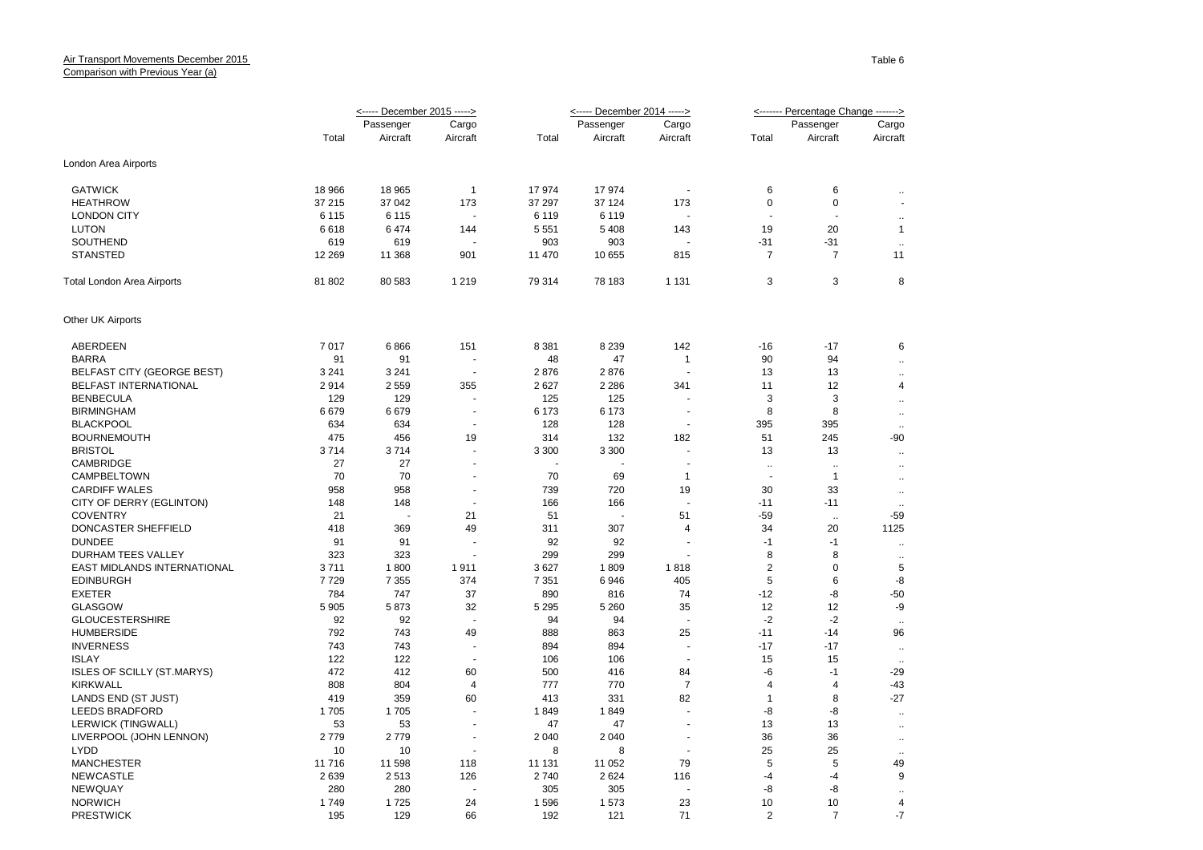Air Transport Movements December 2015
Comparison with Previous Year (a)

Table 6

| | December 2015 | | | December 2014 | | | Percentage Change | | |
|---|---|---|---|---|---|---|---|---|---|
| | Total | Passenger Aircraft | Cargo Aircraft | Total | Passenger Aircraft | Cargo Aircraft | Total | Passenger Aircraft | Cargo Aircraft |
| London Area Airports | | | | | | | | | |
| GATWICK | 18 966 | 18 965 | 1 | 17 974 | 17 974 | - | 6 | 6 | .. |
| HEATHROW | 37 215 | 37 042 | 173 | 37 297 | 37 124 | 173 | 0 | 0 | - |
| LONDON CITY | 6 115 | 6 115 | - | 6 119 | 6 119 | - | - | - | .. |
| LUTON | 6 618 | 6 474 | 144 | 5 551 | 5 408 | 143 | 19 | 20 | 1 |
| SOUTHEND | 619 | 619 | - | 903 | 903 | - | -31 | -31 | .. |
| STANSTED | 12 269 | 11 368 | 901 | 11 470 | 10 655 | 815 | 7 | 7 | 11 |
| Total London Area Airports | 81 802 | 80 583 | 1 219 | 79 314 | 78 183 | 1 131 | 3 | 3 | 8 |
| Other UK Airports | | | | | | | | | |
| ABERDEEN | 7 017 | 6 866 | 151 | 8 381 | 8 239 | 142 | -16 | -17 | 6 |
| BARRA | 91 | 91 | - | 48 | 47 | 1 | 90 | 94 | .. |
| BELFAST CITY (GEORGE BEST) | 3 241 | 3 241 | - | 2 876 | 2 876 | - | 13 | 13 | .. |
| BELFAST INTERNATIONAL | 2 914 | 2 559 | 355 | 2 627 | 2 286 | 341 | 11 | 12 | 4 |
| BENBECULA | 129 | 129 | - | 125 | 125 | - | 3 | 3 | .. |
| BIRMINGHAM | 6 679 | 6 679 | - | 6 173 | 6 173 | - | 8 | 8 | .. |
| BLACKPOOL | 634 | 634 | - | 128 | 128 | - | 395 | 395 | .. |
| BOURNEMOUTH | 475 | 456 | 19 | 314 | 132 | 182 | 51 | 245 | -90 |
| BRISTOL | 3 714 | 3 714 | - | 3 300 | 3 300 | - | 13 | 13 | .. |
| CAMBRIDGE | 27 | 27 | - | - | - | - | .. | .. | .. |
| CAMPBELTOWN | 70 | 70 | - | 70 | 69 | 1 | - | 1 | .. |
| CARDIFF WALES | 958 | 958 | - | 739 | 720 | 19 | 30 | 33 | .. |
| CITY OF DERRY (EGLINTON) | 148 | 148 | - | 166 | 166 | - | -11 | -11 | .. |
| COVENTRY | 21 | - | 21 | 51 | - | 51 | -59 | .. | -59 |
| DONCASTER SHEFFIELD | 418 | 369 | 49 | 311 | 307 | 4 | 34 | 20 | 1125 |
| DUNDEE | 91 | 91 | - | 92 | 92 | - | -1 | -1 | .. |
| DURHAM TEES VALLEY | 323 | 323 | - | 299 | 299 | - | 8 | 8 | .. |
| EAST MIDLANDS INTERNATIONAL | 3 711 | 1 800 | 1 911 | 3 627 | 1 809 | 1 818 | 2 | 0 | 5 |
| EDINBURGH | 7 729 | 7 355 | 374 | 7 351 | 6 946 | 405 | 5 | 6 | -8 |
| EXETER | 784 | 747 | 37 | 890 | 816 | 74 | -12 | -8 | -50 |
| GLASGOW | 5 905 | 5 873 | 32 | 5 295 | 5 260 | 35 | 12 | 12 | -9 |
| GLOUCESTERSHIRE | 92 | 92 | - | 94 | 94 | - | -2 | -2 | .. |
| HUMBERSIDE | 792 | 743 | 49 | 888 | 863 | 25 | -11 | -14 | 96 |
| INVERNESS | 743 | 743 | - | 894 | 894 | - | -17 | -17 | .. |
| ISLAY | 122 | 122 | - | 106 | 106 | - | 15 | 15 | .. |
| ISLES OF SCILLY (ST.MARYS) | 472 | 412 | 60 | 500 | 416 | 84 | -6 | -1 | -29 |
| KIRKWALL | 808 | 804 | 4 | 777 | 770 | 7 | 4 | 4 | -43 |
| LANDS END (ST JUST) | 419 | 359 | 60 | 413 | 331 | 82 | 1 | 8 | -27 |
| LEEDS BRADFORD | 1 705 | 1 705 | - | 1 849 | 1 849 | - | -8 | -8 | .. |
| LERWICK (TINGWALL) | 53 | 53 | - | 47 | 47 | - | 13 | 13 | .. |
| LIVERPOOL (JOHN LENNON) | 2 779 | 2 779 | - | 2 040 | 2 040 | - | 36 | 36 | .. |
| LYDD | 10 | 10 | - | 8 | 8 | - | 25 | 25 | .. |
| MANCHESTER | 11 716 | 11 598 | 118 | 11 131 | 11 052 | 79 | 5 | 5 | 49 |
| NEWCASTLE | 2 639 | 2 513 | 126 | 2 740 | 2 624 | 116 | -4 | -4 | 9 |
| NEWQUAY | 280 | 280 | - | 305 | 305 | - | -8 | -8 | .. |
| NORWICH | 1 749 | 1 725 | 24 | 1 596 | 1 573 | 23 | 10 | 10 | 4 |
| PRESTWICK | 195 | 129 | 66 | 192 | 121 | 71 | 2 | 7 | -7 |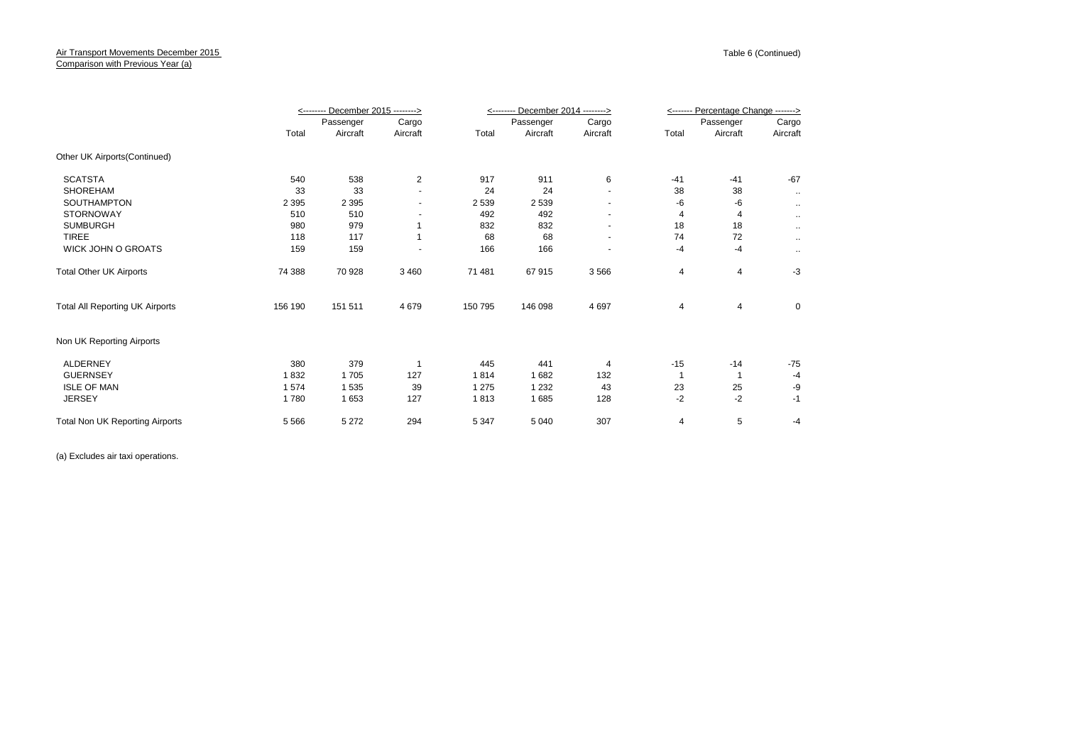Air Transport Movements December 2015
Comparison with Previous Year (a)

Table 6 (Continued)

| | December 2015 | | | December 2014 | | | Percentage Change | | |
|---|---|---|---|---|---|---|---|---|---|
| | Total | Passenger Aircraft | Cargo Aircraft | Total | Passenger Aircraft | Cargo Aircraft | Total | Passenger Aircraft | Cargo Aircraft |
| Other UK Airports(Continued) | | | | | | | | | |
| SCATSTA | 540 | 538 | 2 | 917 | 911 | 6 | -41 | -41 | -67 |
| SHOREHAM | 33 | 33 | - | 24 | 24 | - | 38 | 38 | .. |
| SOUTHAMPTON | 2 395 | 2 395 | - | 2 539 | 2 539 | - | -6 | -6 | .. |
| STORNOWAY | 510 | 510 | - | 492 | 492 | - | 4 | 4 | .. |
| SUMBURGH | 980 | 979 | 1 | 832 | 832 | - | 18 | 18 | .. |
| TIREE | 118 | 117 | 1 | 68 | 68 | - | 74 | 72 | .. |
| WICK JOHN O GROATS | 159 | 159 | - | 166 | 166 | - | -4 | -4 | .. |
| Total Other UK Airports | 74 388 | 70 928 | 3 460 | 71 481 | 67 915 | 3 566 | 4 | 4 | -3 |
| Total All Reporting UK Airports | 156 190 | 151 511 | 4 679 | 150 795 | 146 098 | 4 697 | 4 | 4 | 0 |
| Non UK Reporting Airports | | | | | | | | | |
| ALDERNEY | 380 | 379 | 1 | 445 | 441 | 4 | -15 | -14 | -75 |
| GUERNSEY | 1 832 | 1 705 | 127 | 1 814 | 1 682 | 132 | 1 | 1 | -4 |
| ISLE OF MAN | 1 574 | 1 535 | 39 | 1 275 | 1 232 | 43 | 23 | 25 | -9 |
| JERSEY | 1 780 | 1 653 | 127 | 1 813 | 1 685 | 128 | -2 | -2 | -1 |
| Total Non UK Reporting Airports | 5 566 | 5 272 | 294 | 5 347 | 5 040 | 307 | 4 | 5 | -4 |

(a) Excludes air taxi operations.